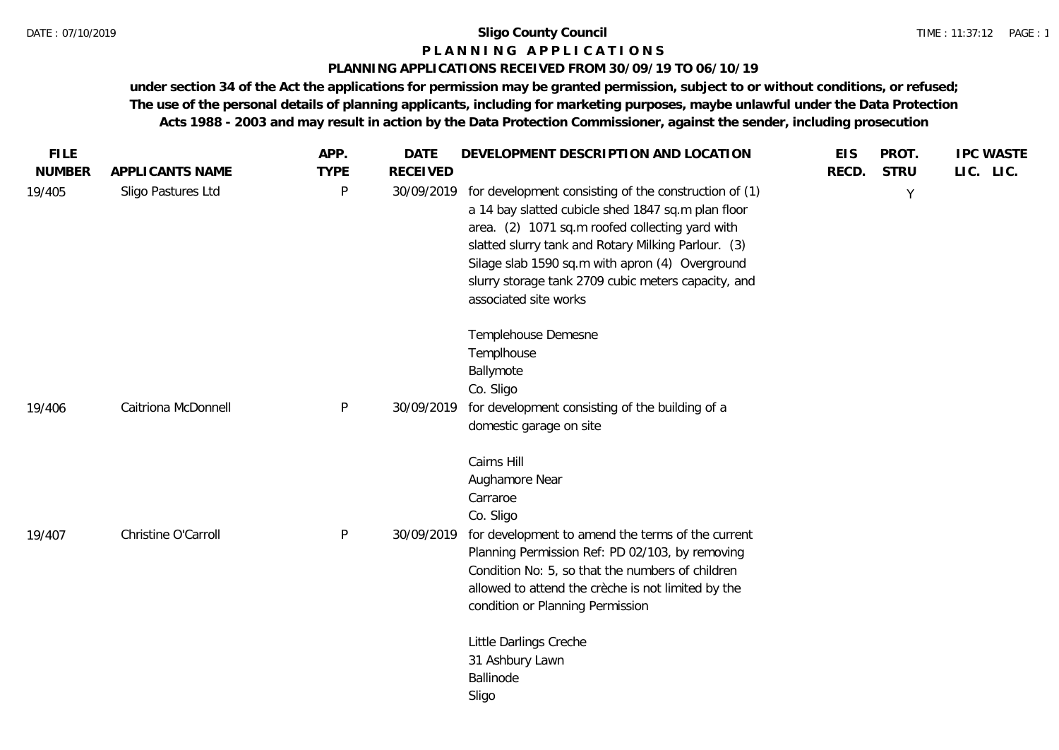# Sligo County Council

## P L A N N I N G   A P P L I C A T I O N S

### PLANNING APPLICATIONS RECEIVED FROM 30/09/19 TO 06/10/19

**under section 34 of the Act the applications for permission may be granted permission, subject to or without conditions, or refused; The use of the personal details of planning applicants, including for marketing purposes, maybe unlawful under the Data Protection Acts 1988 - 2003 and may result in action by the Data Protection Commissioner, against the sender, including prosecution**

| FILE NUMBER | APPLICANTS NAME | APP. TYPE | DATE RECEIVED | DEVELOPMENT DESCRIPTION AND LOCATION | EIS RECD. | PROT. STRU | IPC LIC. | WASTE LIC. |
|---|---|---|---|---|---|---|---|---|
| 19/405 | Sligo Pastures Ltd | P | 30/09/2019 | for development consisting of the construction of (1) a 14 bay slatted cubicle shed 1847 sq.m plan floor area. (2) 1071 sq.m roofed collecting yard with slatted slurry tank and Rotary Milking Parlour. (3) Silage slab 1590 sq.m with apron (4) Overground slurry storage tank 2709 cubic meters capacity, and associated site works<br><br>Templehouse Demesne<br>Templhouse<br>Ballymote<br>Co. Sligo | | Y | | |
| 19/406 | Caitriona McDonnell | P | 30/09/2019 | for development consisting of the building of a domestic garage on site<br><br>Cairns Hill<br>Aughamore Near<br>Carraroe<br>Co. Sligo | | | | |
| 19/407 | Christine O'Carroll | P | 30/09/2019 | for development to amend the terms of the current Planning Permission Ref: PD 02/103, by removing Condition No: 5, so that the numbers of children allowed to attend the crèche is not limited by the condition or Planning Permission<br><br>Little Darlings Creche<br>31 Ashbury Lawn<br>Ballinode<br>Sligo | | | | |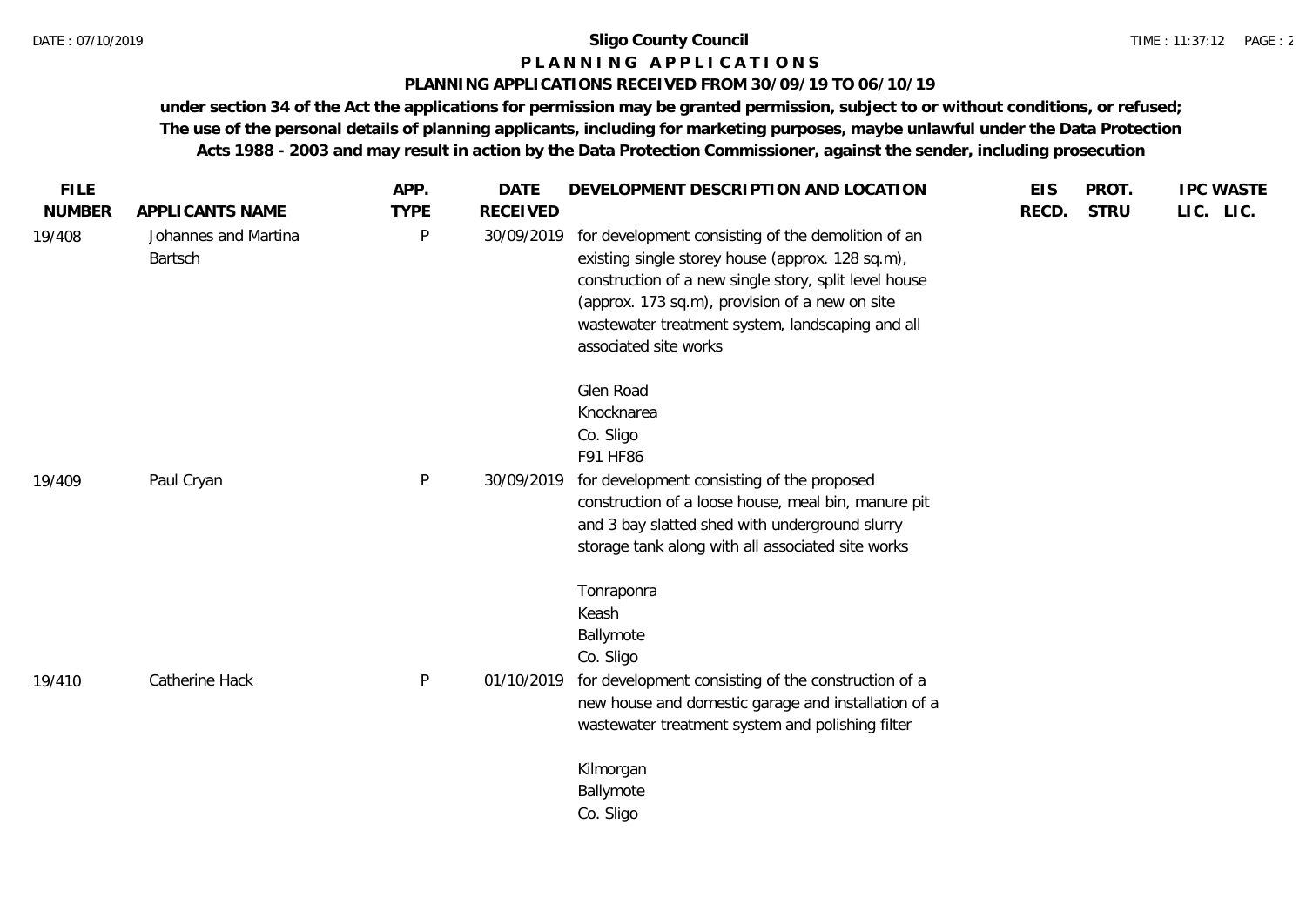**Sligo County Council**

# PLANNING APPLICATIONS

## PLANNING APPLICATIONS RECEIVED FROM 30/09/19 TO 06/10/19

**under section 34 of the Act the applications for permission may be granted permission, subject to or without conditions, or refused; The use of the personal details of planning applicants, including for marketing purposes, maybe unlawful under the Data Protection Acts 1988 - 2003 and may result in action by the Data Protection Commissioner, against the sender, including prosecution**

| FILE NUMBER | APPLICANTS NAME | APP. TYPE | DATE RECEIVED | DEVELOPMENT DESCRIPTION AND LOCATION | EIS RECD. | PROT. STRU | IPC LIC. | WASTE LIC. |
|---|---|---|---|---|---|---|---|---|
| 19/408 | Johannes and Martina Bartsch | P | 30/09/2019 | for development consisting of the demolition of an existing single storey house (approx. 128 sq.m), construction of a new single story, split level house (approx. 173 sq.m), provision of a new on site wastewater treatment system, landscaping and all associated site works<br><br>Glen Road<br>Knocknarea<br>Co. Sligo<br>F91 HF86 | | | | |
| 19/409 | Paul Cryan | P | 30/09/2019 | for development consisting of the proposed construction of a loose house, meal bin, manure pit and 3 bay slatted shed with underground slurry storage tank along with all associated site works<br><br>Tonraponra<br>Keash<br>Ballymote<br>Co. Sligo | | | | |
| 19/410 | Catherine Hack | P | 01/10/2019 | for development consisting of the construction of a new house and domestic garage and installation of a wastewater treatment system and polishing filter<br><br>Kilmorgan<br>Ballymote<br>Co. Sligo | | | | |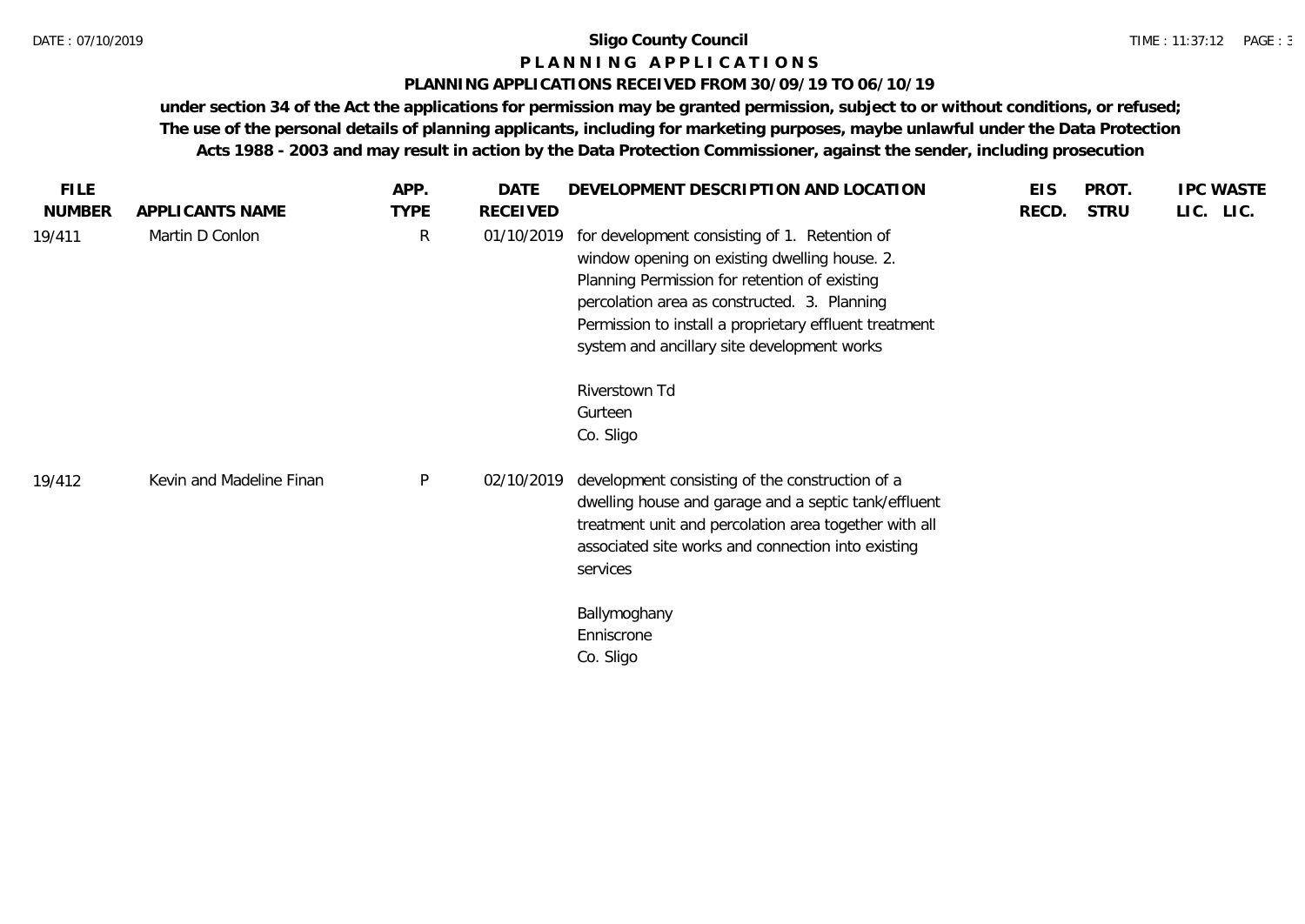**Sligo County Council**

**P L A N N I N G   A P P L I C A T I O N S**

**PLANNING APPLICATIONS RECEIVED FROM 30/09/19 TO 06/10/19**

**under section 34 of the Act the applications for permission may be granted permission, subject to or without conditions, or refused; The use of the personal details of planning applicants, including for marketing purposes, maybe unlawful under the Data Protection Acts 1988 - 2003 and may result in action by the Data Protection Commissioner, against the sender, including prosecution**

| FILE NUMBER | APPLICANTS NAME | APP. TYPE | DATE RECEIVED | DEVELOPMENT DESCRIPTION AND LOCATION | EIS RECD. | PROT. STRU | IPC LIC. | WASTE LIC. |
|---|---|---|---|---|---|---|---|---|
| 19/411 | Martin D Conlon | R | 01/10/2019 | for development consisting of 1. Retention of window opening on existing dwelling house. 2. Planning Permission for retention of existing percolation area as constructed. 3. Planning Permission to install a proprietary effluent treatment system and ancillary site development works<br><br>Riverstown Td<br>Gurteen<br>Co. Sligo | | | | |
| 19/412 | Kevin and Madeline Finan | P | 02/10/2019 | development consisting of the construction of a dwelling house and garage and a septic tank/effluent treatment unit and percolation area together with all associated site works and connection into existing services<br><br>Ballymoghany<br>Enniscrone<br>Co. Sligo | | | | |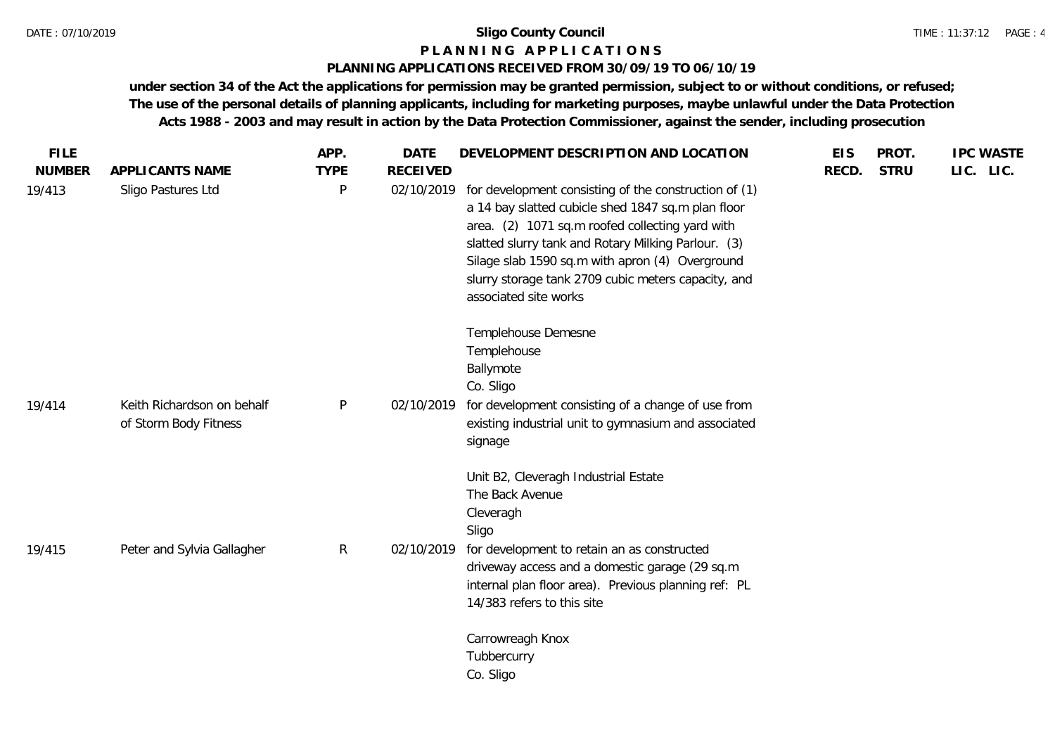**Sligo County Council**

**P L A N N I N G   A P P L I C A T I O N S**

**PLANNING APPLICATIONS RECEIVED FROM 30/09/19 TO 06/10/19**

**under section 34 of the Act the applications for permission may be granted permission, subject to or without conditions, or refused; The use of the personal details of planning applicants, including for marketing purposes, maybe unlawful under the Data Protection Acts 1988 - 2003 and may result in action by the Data Protection Commissioner, against the sender, including prosecution**

| FILE NUMBER | APPLICANTS NAME | APP. TYPE | DATE RECEIVED | DEVELOPMENT DESCRIPTION AND LOCATION | EIS RECD. | PROT. STRU | IPC LIC. | WASTE LIC. |
|---|---|---|---|---|---|---|---|---|
| 19/413 | Sligo Pastures Ltd | P | 02/10/2019 | for development consisting of the construction of (1) a 14 bay slatted cubicle shed 1847 sq.m plan floor area. (2) 1071 sq.m roofed collecting yard with slatted slurry tank and Rotary Milking Parlour. (3) Silage slab 1590 sq.m with apron (4) Overground slurry storage tank 2709 cubic meters capacity, and associated site works<br><br>Templehouse Demesne<br>Templehouse<br>Ballymote<br>Co. Sligo | | | | |
| 19/414 | Keith Richardson on behalf of Storm Body Fitness | P | 02/10/2019 | for development consisting of a change of use from existing industrial unit to gymnasium and associated signage<br><br>Unit B2, Cleveragh Industrial Estate<br>The Back Avenue<br>Cleveragh<br>Sligo | | | | |
| 19/415 | Peter and Sylvia Gallagher | R | 02/10/2019 | for development to retain an as constructed driveway access and a domestic garage (29 sq.m internal plan floor area). Previous planning ref: PL 14/383 refers to this site<br><br>Carrowreagh Knox<br>Tubbercurry<br>Co. Sligo | | | | |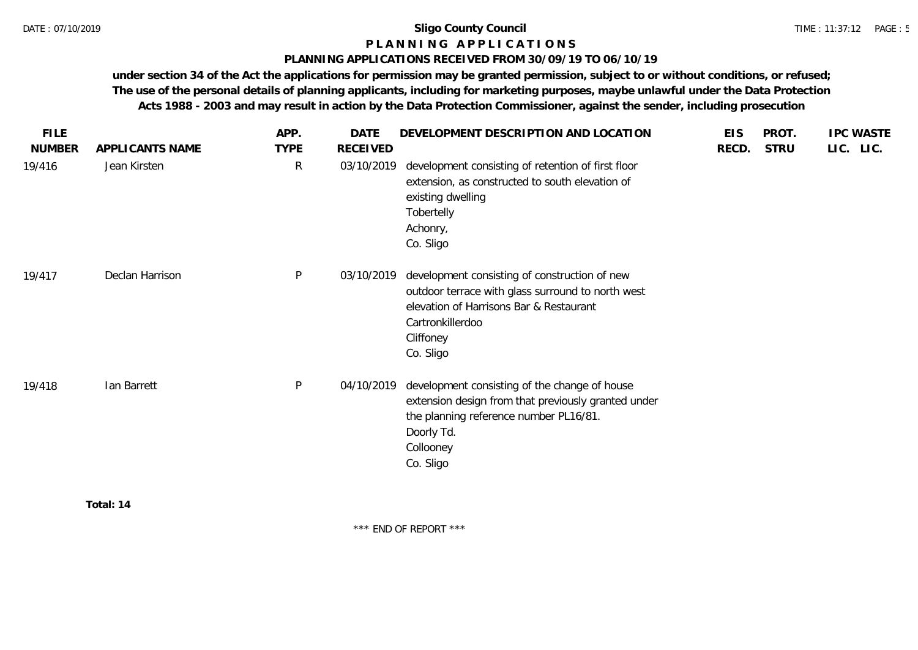# Sligo County Council

## P L A N N I N G   A P P L I C A T I O N S

### PLANNING APPLICATIONS RECEIVED FROM 30/09/19 TO 06/10/19

**under section 34 of the Act the applications for permission may be granted permission, subject to or without conditions, or refused; The use of the personal details of planning applicants, including for marketing purposes, maybe unlawful under the Data Protection Acts 1988 - 2003 and may result in action by the Data Protection Commissioner, against the sender, including prosecution**

| FILE NUMBER | APPLICANTS NAME | APP. TYPE | DATE RECEIVED | DEVELOPMENT DESCRIPTION AND LOCATION | EIS RECD. | PROT. STRU | IPC LIC. | WASTE LIC. |
|---|---|---|---|---|---|---|---|---|
| 19/416 | Jean Kirsten | R | 03/10/2019 | development consisting of retention of first floor extension, as constructed to south elevation of existing dwelling<br>Tobertelly<br>Achonry,<br>Co. Sligo | | | | |
| 19/417 | Declan Harrison | P | 03/10/2019 | development consisting of construction of new outdoor terrace with glass surround to north west elevation of Harrisons Bar & Restaurant<br>Cartronkillerdoo<br>Cliffoney<br>Co. Sligo | | | | |
| 19/418 | Ian Barrett | P | 04/10/2019 | development consisting of the change of house extension design from that previously granted under the planning reference number PL16/81.<br>Doorly Td.<br>Collooney<br>Co. Sligo | | | | |

**Total: 14**

\*\*\* END OF REPORT \*\*\*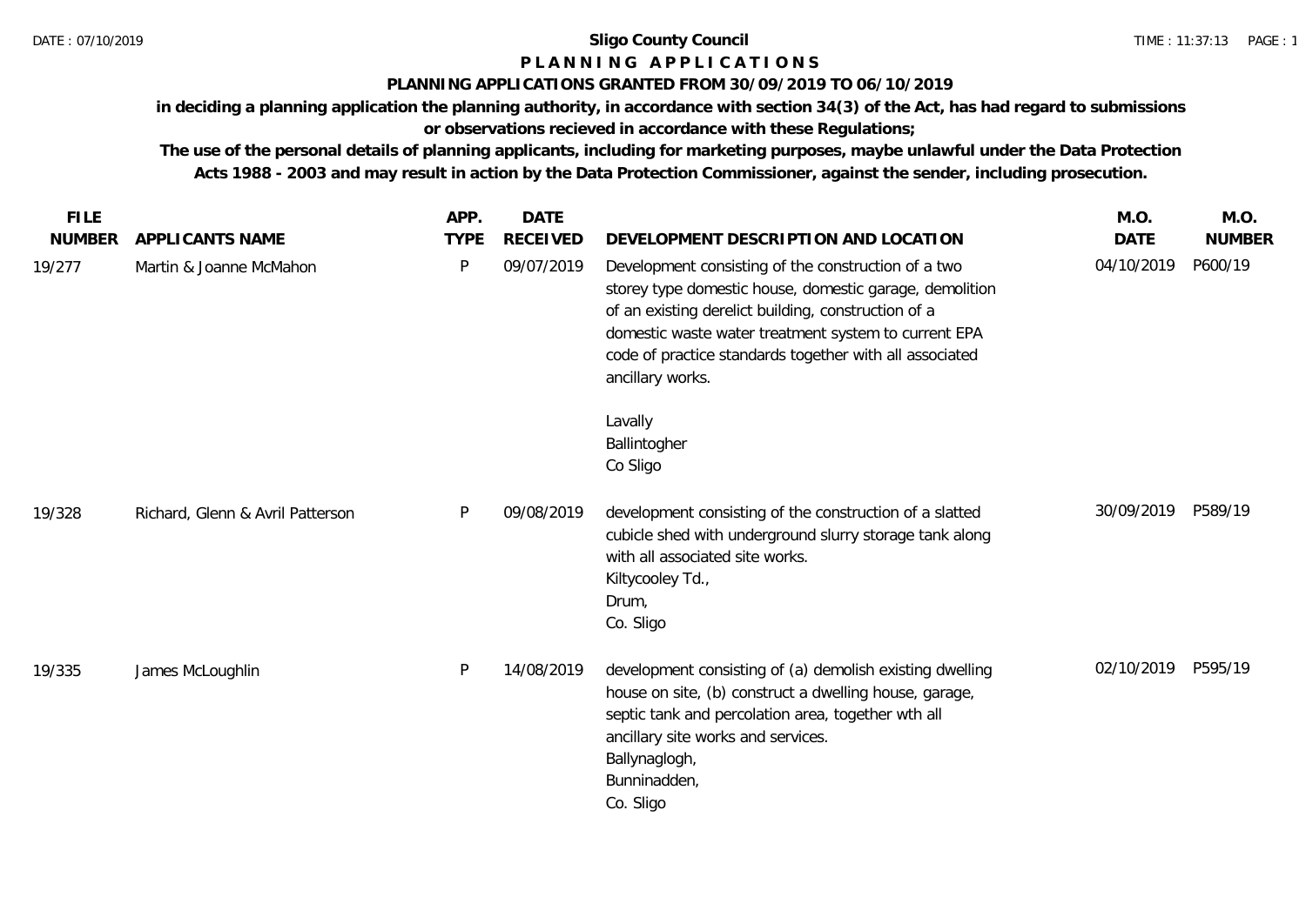**Sligo County Council**

**P L A N N I N G   A P P L I C A T I O N S**

**PLANNING APPLICATIONS GRANTED FROM 30/09/2019 TO 06/10/2019**

**in deciding a planning application the planning authority, in accordance with section 34(3) of the Act, has had regard to submissions or observations recieved in accordance with these Regulations;**

**The use of the personal details of planning applicants, including for marketing purposes, maybe unlawful under the Data Protection Acts 1988 - 2003 and may result in action by the Data Protection Commissioner, against the sender, including prosecution.**

| FILE NUMBER | APPLICANTS NAME | APP. TYPE | DATE RECEIVED | DEVELOPMENT DESCRIPTION AND LOCATION | M.O. DATE | M.O. NUMBER |
|---|---|---|---|---|---|---|
| 19/277 | Martin & Joanne McMahon | P | 09/07/2019 | Development consisting of the construction of a two storey type domestic house, domestic garage, demolition of an existing derelict building, construction of a domestic waste water treatment system to current EPA code of practice standards together with all associated ancillary works.<br><br>Lavally<br>Ballintogher<br>Co Sligo | 04/10/2019 | P600/19 |
| 19/328 | Richard, Glenn & Avril Patterson | P | 09/08/2019 | development consisting of the construction of a slatted cubicle shed with underground slurry storage tank along with all associated site works.<br>Kiltycooley Td.,<br>Drum,<br>Co. Sligo | 30/09/2019 | P589/19 |
| 19/335 | James McLoughlin | P | 14/08/2019 | development consisting of (a) demolish existing dwelling house on site, (b) construct a dwelling house, garage, septic tank and percolation area, together wth all ancillary site works and services.<br>Ballynaglogh,<br>Bunninadden,<br>Co. Sligo | 02/10/2019 | P595/19 |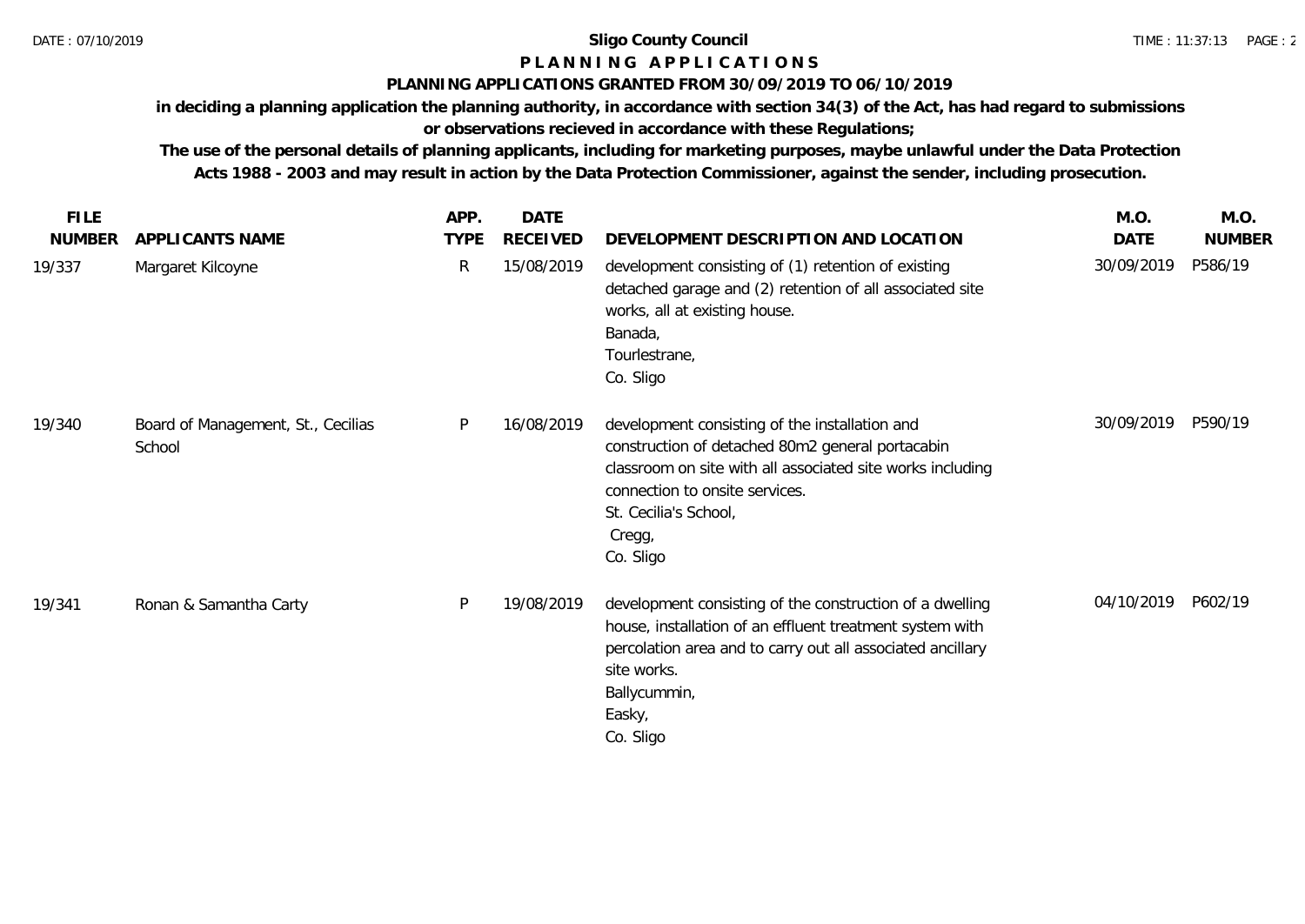**Sligo County Council**

**P L A N N I N G   A P P L I C A T I O N S**

**PLANNING APPLICATIONS GRANTED FROM 30/09/2019 TO 06/10/2019**

**in deciding a planning application the planning authority, in accordance with section 34(3) of the Act, has had regard to submissions or observations recieved in accordance with these Regulations;**

**The use of the personal details of planning applicants, including for marketing purposes, maybe unlawful under the Data Protection Acts 1988 - 2003 and may result in action by the Data Protection Commissioner, against the sender, including prosecution.**

| FILE NUMBER | APPLICANTS NAME | APP. TYPE | DATE RECEIVED | DEVELOPMENT DESCRIPTION AND LOCATION | M.O. DATE | M.O. NUMBER |
|---|---|---|---|---|---|---|
| 19/337 | Margaret Kilcoyne | R | 15/08/2019 | development consisting of (1) retention of existing detached garage and (2) retention of all associated site works, all at existing house. Banada, Tourlestrane, Co. Sligo | 30/09/2019 | P586/19 |
| 19/340 | Board of Management, St., Cecilias School | P | 16/08/2019 | development consisting of the installation and construction of detached 80m2 general portacabin classroom on site with all associated site works including connection to onsite services. St. Cecilia's School, Cregg, Co. Sligo | 30/09/2019 | P590/19 |
| 19/341 | Ronan & Samantha Carty | P | 19/08/2019 | development consisting of the construction of a dwelling house, installation of an effluent treatment system with percolation area and to carry out all associated ancillary site works. Ballycummin, Easky, Co. Sligo | 04/10/2019 | P602/19 |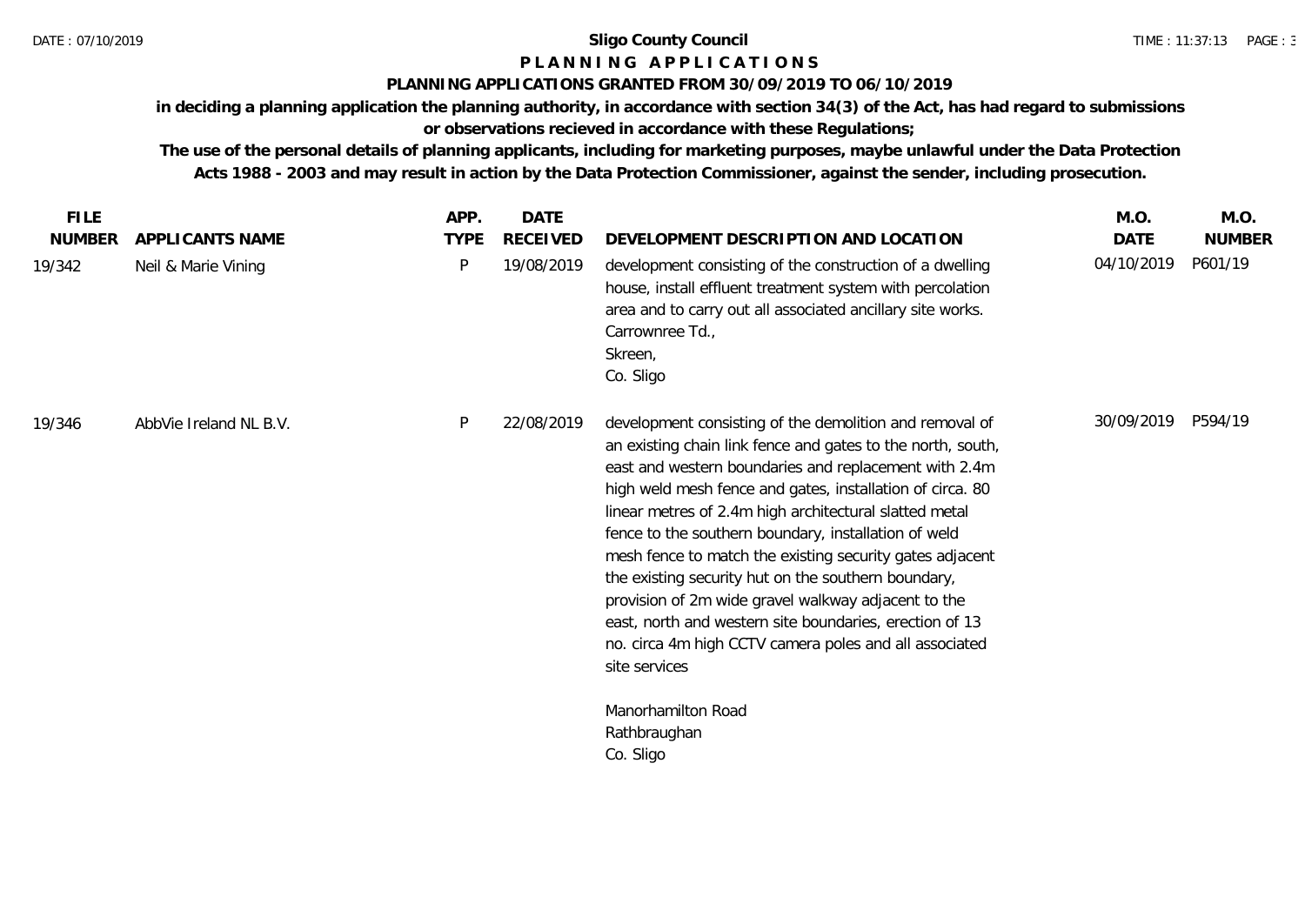**Sligo County Council**

**P L A N N I N G   A P P L I C A T I O N S**

**PLANNING APPLICATIONS GRANTED FROM 30/09/2019 TO 06/10/2019**

**in deciding a planning application the planning authority, in accordance with section 34(3) of the Act, has had regard to submissions or observations recieved in accordance with these Regulations;**

**The use of the personal details of planning applicants, including for marketing purposes, maybe unlawful under the Data Protection Acts 1988 - 2003 and may result in action by the Data Protection Commissioner, against the sender, including prosecution.**

| FILE NUMBER | APPLICANTS NAME | APP. TYPE | DATE RECEIVED | DEVELOPMENT DESCRIPTION AND LOCATION | M.O. DATE | M.O. NUMBER |
|---|---|---|---|---|---|---|
| 19/342 | Neil & Marie Vining | P | 19/08/2019 | development consisting of the construction of a dwelling house, install effluent treatment system with percolation area and to carry out all associated ancillary site works. Carrownree Td., Skreen, Co. Sligo | 04/10/2019 | P601/19 |
| 19/346 | AbbVie Ireland NL B.V. | P | 22/08/2019 | development consisting of the demolition and removal of an existing chain link fence and gates to the north, south, east and western boundaries and replacement with 2.4m high weld mesh fence and gates, installation of circa. 80 linear metres of 2.4m high architectural slatted metal fence to the southern boundary, installation of weld mesh fence to match the existing security gates adjacent the existing security hut on the southern boundary, provision of 2m wide gravel walkway adjacent to the east, north and western site boundaries, erection of 13 no. circa 4m high CCTV camera poles and all associated site services Manorhamilton Road Rathbraughan Co. Sligo | 30/09/2019 | P594/19 |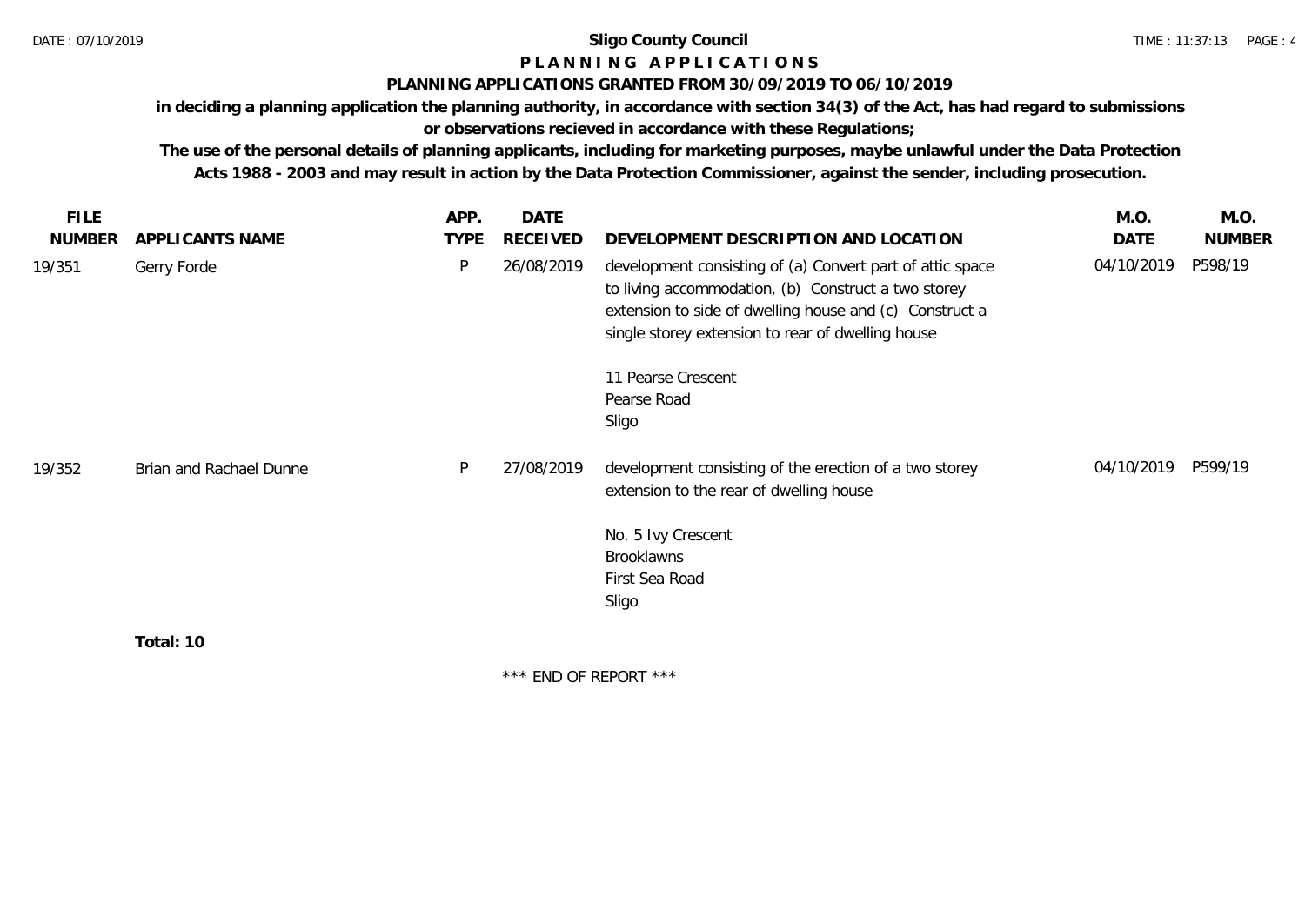# Sligo County Council

## P L A N N I N G   A P P L I C A T I O N S

### PLANNING APPLICATIONS GRANTED FROM 30/09/2019 TO 06/10/2019

**in deciding a planning application the planning authority, in accordance with section 34(3) of the Act, has had regard to submissions or observations recieved in accordance with these Regulations;**

**The use of the personal details of planning applicants, including for marketing purposes, maybe unlawful under the Data Protection Acts 1988 - 2003 and may result in action by the Data Protection Commissioner, against the sender, including prosecution.**

| FILE NUMBER | APPLICANTS NAME | APP. TYPE | DATE RECEIVED | DEVELOPMENT DESCRIPTION AND LOCATION | M.O. DATE | M.O. NUMBER |
|---|---|---|---|---|---|---|
| 19/351 | Gerry Forde | P | 26/08/2019 | development consisting of (a) Convert part of attic space to living accommodation, (b) Construct a two storey extension to side of dwelling house and (c) Construct a single storey extension to rear of dwelling house<br><br>11 Pearse Crescent<br>Pearse Road<br>Sligo | 04/10/2019 | P598/19 |
| 19/352 | Brian and Rachael Dunne | P | 27/08/2019 | development consisting of the erection of a two storey extension to the rear of dwelling house<br><br>No. 5 Ivy Crescent<br>Brooklawns<br>First Sea Road<br>Sligo | 04/10/2019 | P599/19 |

**Total: 10**

\*\*\* END OF REPORT \*\*\*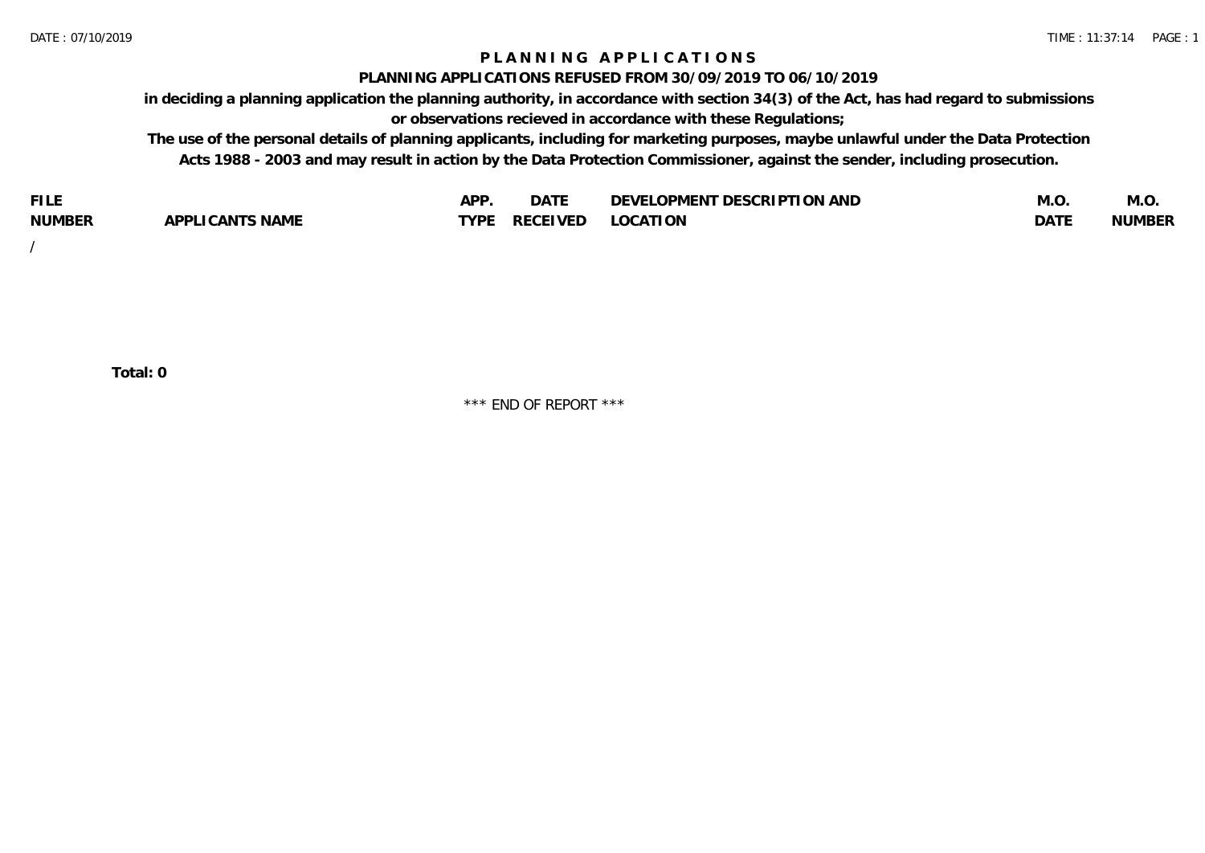# PLANNING APPLICATIONS

## PLANNING APPLICATIONS REFUSED FROM 30/09/2019 TO 06/10/2019

**in deciding a planning application the planning authority, in accordance with section 34(3) of the Act, has had regard to submissions or observations recieved in accordance with these Regulations;**

**The use of the personal details of planning applicants, including for marketing purposes, maybe unlawful under the Data Protection Acts 1988 - 2003 and may result in action by the Data Protection Commissioner, against the sender, including prosecution.**

| FILE NUMBER | APPLICANTS NAME | APP. TYPE | DATE RECEIVED | DEVELOPMENT DESCRIPTION AND LOCATION | M.O. DATE | M.O. NUMBER |
|---|---|---|---|---|---|---|
| / | | | | | | |

**Total: 0**

*** END OF REPORT ***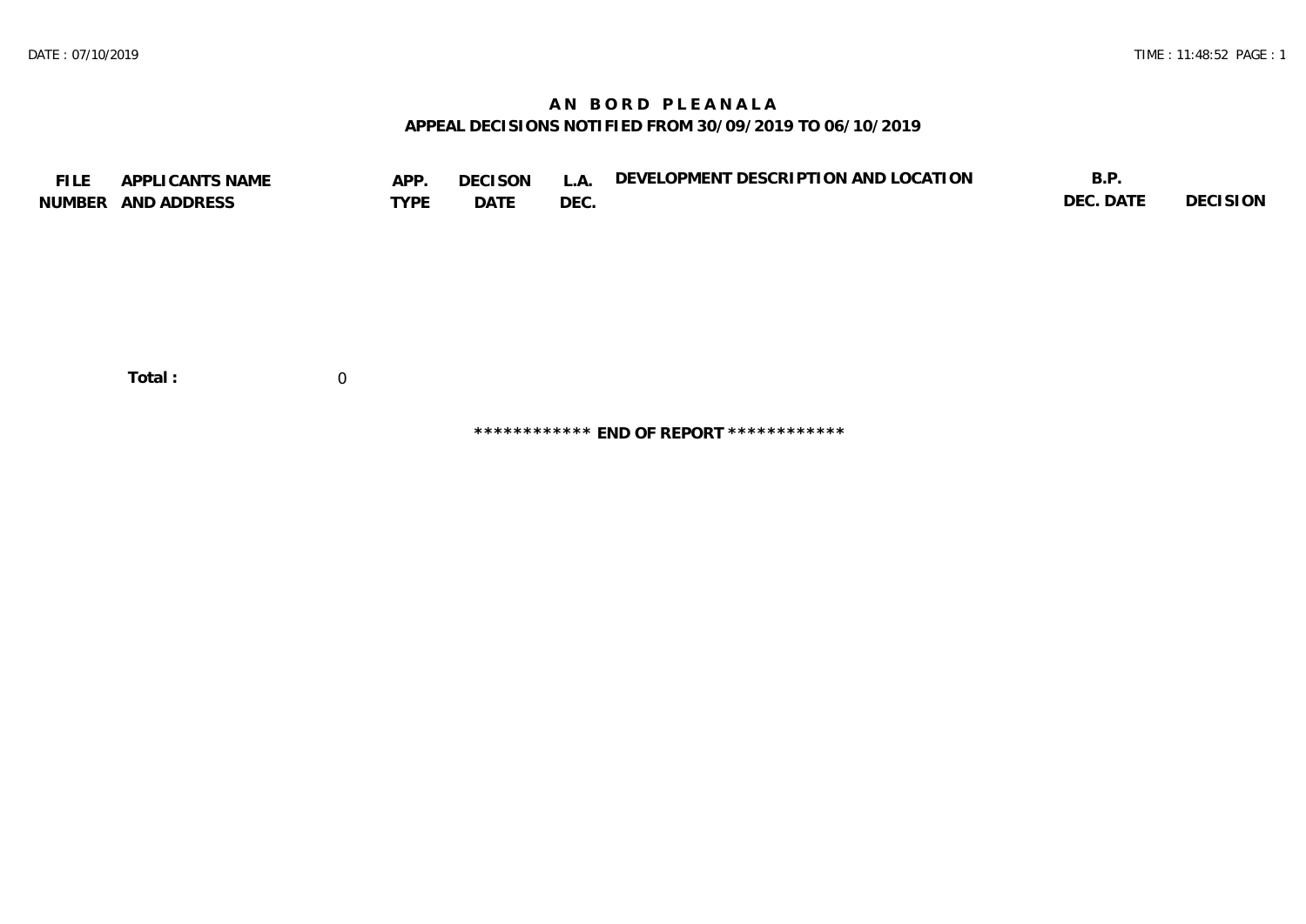# AN BORD PLEANALA

## APPEAL DECISIONS NOTIFIED FROM 30/09/2019 TO 06/10/2019

| FILE NUMBER | APPLICANTS NAME AND ADDRESS | APP. TYPE | DECISON DATE | L.A. DEC. | DEVELOPMENT DESCRIPTION AND LOCATION | B.P. DEC. DATE | DECISION |
|---|---|---|---|---|---|---|---|

**Total :** 0

************ **END OF REPORT** ************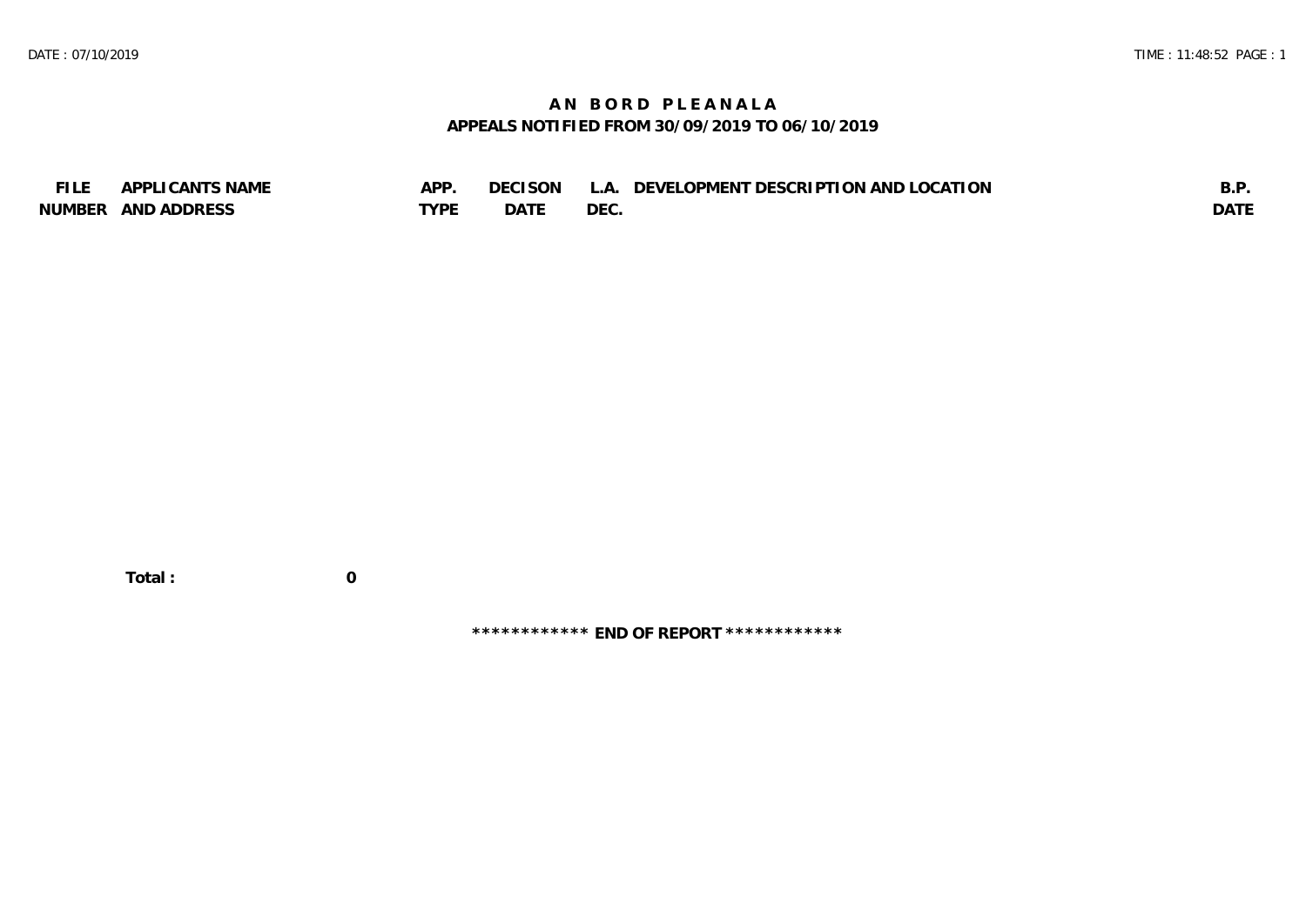# AN BORD PLEANALA

## APPEALS NOTIFIED FROM 30/09/2019 TO 06/10/2019

| FILE NUMBER | APPLICANTS NAME AND ADDRESS | APP. TYPE | DECISON DATE | L.A. DEC. | DEVELOPMENT DESCRIPTION AND LOCATION | B.P. DATE |
|---|---|---|---|---|---|---|

**Total : 0**

************ **END OF REPORT** ************